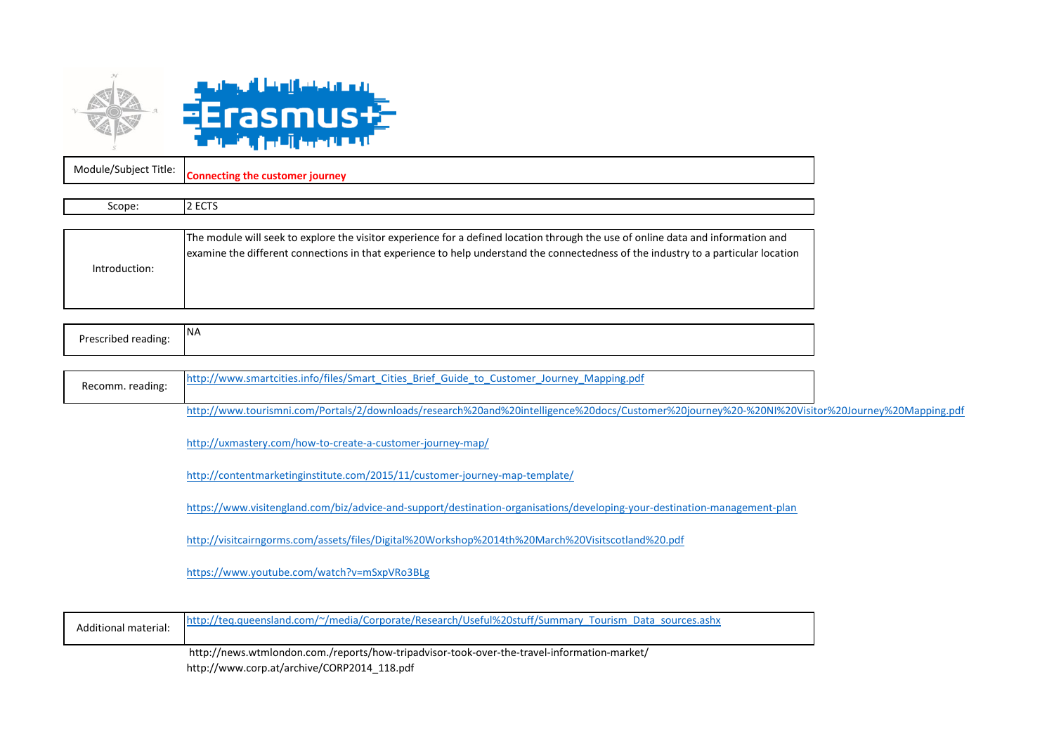| | |
|---|---|
| Module/Subject Title: | **Connecting the customer journey** |
| Scope: | 2 ECTS |
| Introduction: | The module will seek to explore the visitor experience for a defined location through the use of online data and information and examine the different connections in that experience to help understand the connectedness of the industry to a particular location |
| Prescribed reading: | NA |
| Recomm. reading: | http://www.smartcities.info/files/Smart_Cities_Brief_Guide_to_Customer_Journey_Mapping.pdf |
| | http://www.tourismni.com/Portals/2/downloads/research%20and%20intelligence%20docs/Customer%20journey%20-%20NI%20Visitor%20Journey%20Mapping.pdf |
| | http://uxmastery.com/how-to-create-a-customer-journey-map/ |
| | http://contentmarketinginstitute.com/2015/11/customer-journey-map-template/ |
| | https://www.visitengland.com/biz/advice-and-support/destination-organisations/developing-your-destination-management-plan |
| | http://visitcairngorms.com/assets/files/Digital%20Workshop%2014th%20March%20Visitscotland%20.pdf |
| | https://www.youtube.com/watch?v=mSxpVRo3BLg |
| Additional material: | http://teq.queensland.com/~/media/Corporate/Research/Useful%20stuff/Summary_Tourism_Data_sources.ashx |
| | http://news.wtmlondon.com./reports/how-tripadvisor-took-over-the-travel-information-market/ |
| | http://www.corp.at/archive/CORP2014_118.pdf |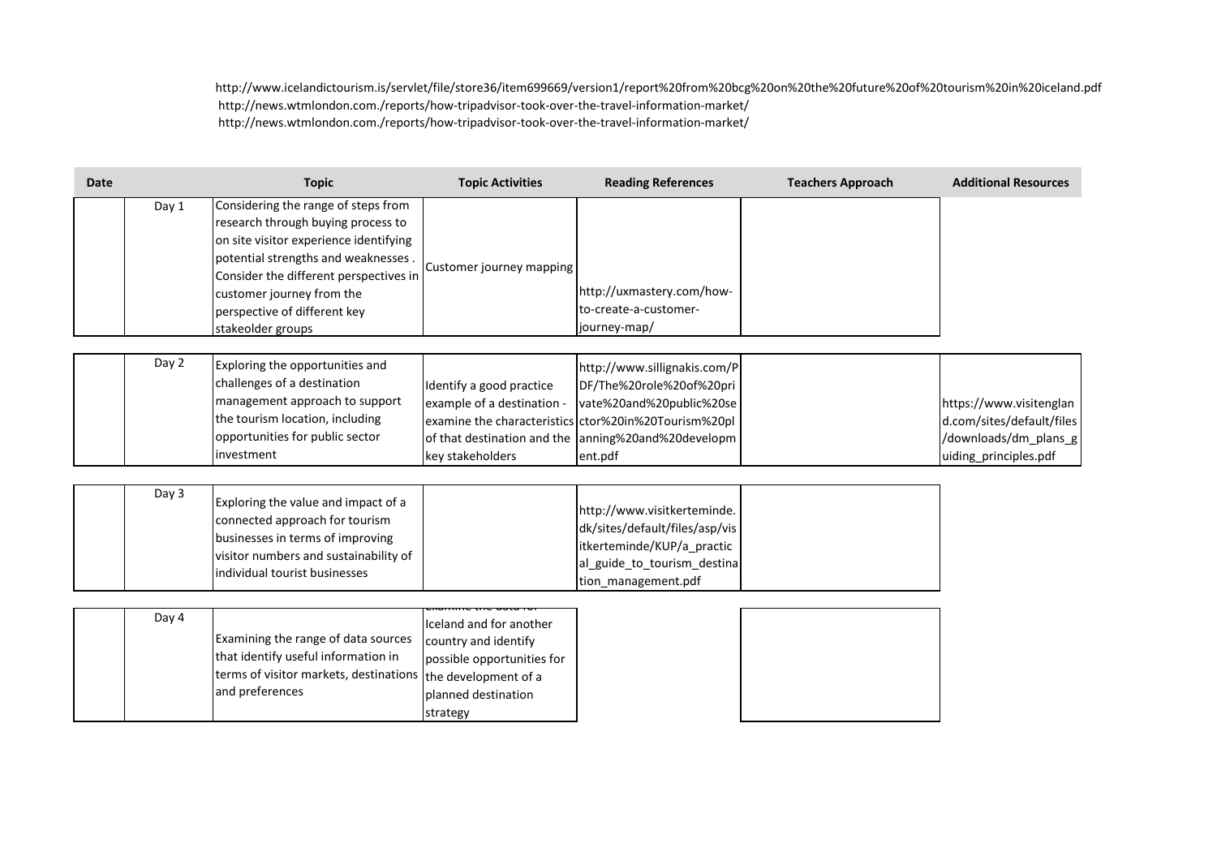http://www.icelandictourism.is/servlet/file/store36/item699669/version1/report%20from%20bcg%20on%20the%20future%20of%20tourism%20in%20iceland.pdf
http://news.wtmlondon.com./reports/how-tripadvisor-took-over-the-travel-information-market/
http://news.wtmlondon.com./reports/how-tripadvisor-took-over-the-travel-information-market/

| Date | | Topic | Topic Activities | Reading References | Teachers Approach | Additional Resources |
|---|---|---|---|---|---|---|
| | Day 1 | Considering the range of steps from research through buying process to on site visitor experience identifying potential strengths and weaknesses . Consider the different perspectives in customer journey from the perspective of different key stakeolder groups | Customer journey mapping | http://uxmastery.com/how-to-create-a-customer-journey-map/ | | |
| | Day 2 | Exploring the opportunities and challenges of a destination management approach to support the tourism location, including opportunities for public sector investment | Identify a good practice example of a destination - examine the characteristics of that destination and the key stakeholders | http://www.sillignakis.com/PDF/The%20role%20of%20private%20and%20public%20sector%20in%20Tourism%20planning%20and%20development.pdf | | https://www.visitengland.com/sites/default/files/downloads/dm_plans_guiding_principles.pdf |
| | Day 3 | Exploring the value and impact of a connected approach for tourism businesses in terms of improving visitor numbers and sustainability of individual tourist businesses | | http://www.visitkerteminde.dk/sites/default/files/asp/visitkerteminde/KUP/a_practical_guide_to_tourism_destination_management.pdf | | |
| | Day 4 | Examining the range of data sources that identify useful information in terms of visitor markets, destinations and preferences | Examine the data for Iceland and for another country and identify possible opportunities for the development of a planned destination strategy | | | |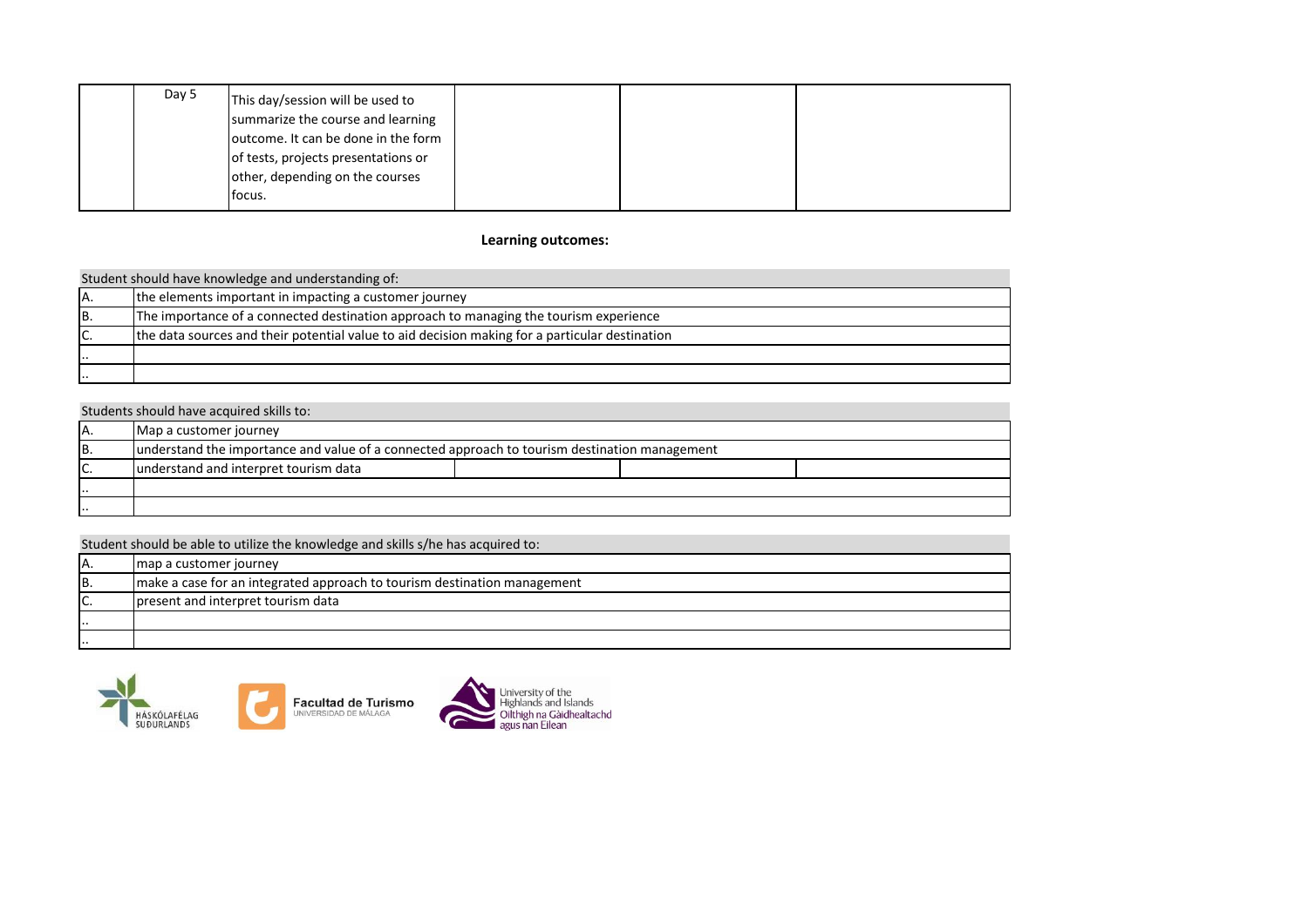| | | | | | |
|---|---|---|---|---|---|
| | Day 5 | This day/session will be used to summarize the course and learning outcome. It can be done in the form of tests, projects presentations or other, depending on the courses focus. | | | |

**Learning outcomes:**

| Student should have knowledge and understanding of: | |
|---|---|
| A. | the elements important in impacting a customer journey |
| B. | The importance of a connected destination approach to managing the tourism experience |
| C. | the data sources and their potential value to aid decision making for a particular destination |
| .. | |
| .. | |

| Students should have acquired skills to: | |
|---|---|
| A. | Map a customer journey |
| B. | understand the importance and value of a connected approach to tourism destination management |
| C. | understand and interpret tourism data |
| .. | |
| .. | |

| Student should be able to utilize the knowledge and skills s/he has acquired to: | |
|---|---|
| A. | map a customer journey |
| B. | make a case for an integrated approach to tourism destination management |
| C. | present and interpret tourism data |
| .. | |
| .. | |

HÁSKÓLAFÉLAG SUÐURLANDS

Facultad de Turismo
UNIVERSIDAD DE MÁLAGA

University of the Highlands and Islands
Oilthigh na Gàidhealtachd agus nan Eilean